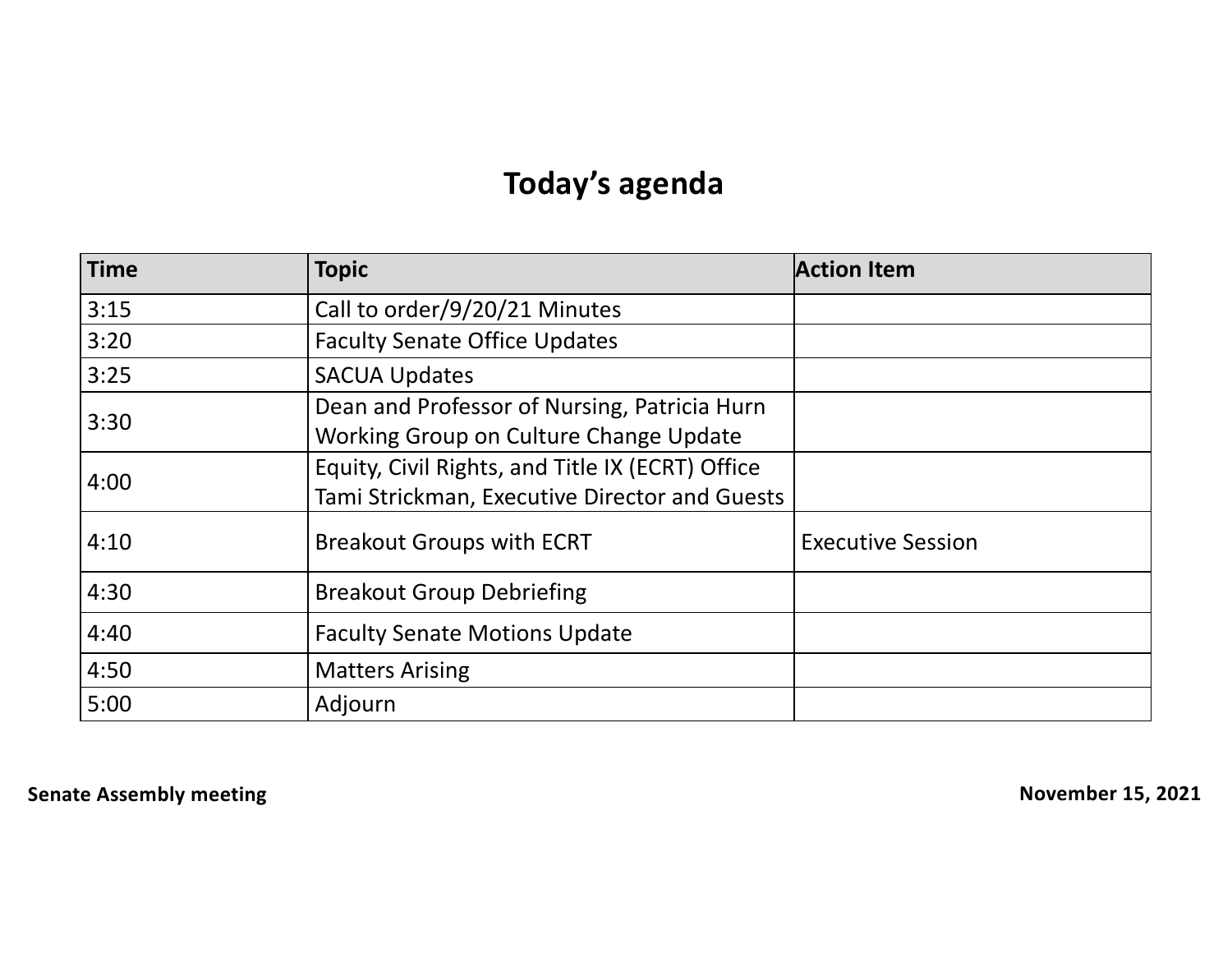# Today's agenda

| Time | Topic | Action Item |
|---|---|---|
| 3:15 | Call to order/9/20/21 Minutes | |
| 3:20 | Faculty Senate Office Updates | |
| 3:25 | SACUA Updates | |
| 3:30 | Dean and Professor of Nursing, Patricia Hurn<br>Working Group on Culture Change Update | |
| 4:00 | Equity, Civil Rights, and Title IX (ECRT) Office<br>Tami Strickman, Executive Director and Guests | |
| 4:10 | Breakout Groups with ECRT | Executive Session |
| 4:30 | Breakout Group Debriefing | |
| 4:40 | Faculty Senate Motions Update | |
| 4:50 | Matters Arising | |
| 5:00 | Adjourn | |

**Senate Assembly meeting** **November 15, 2021**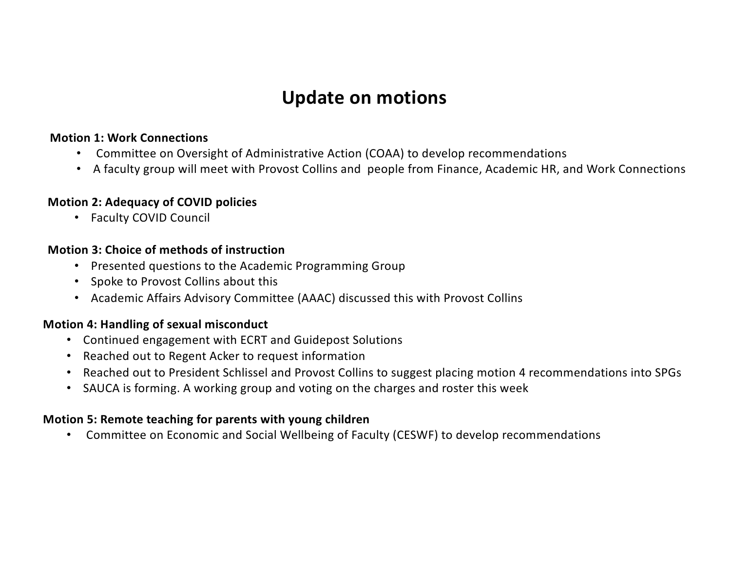# Update on motions

**Motion 1: Work Connections**

- Committee on Oversight of Administrative Action (COAA) to develop recommendations
- A faculty group will meet with Provost Collins and people from Finance, Academic HR, and Work Connections

**Motion 2: Adequacy of COVID policies**

- Faculty COVID Council

**Motion 3: Choice of methods of instruction**

- Presented questions to the Academic Programming Group
- Spoke to Provost Collins about this
- Academic Affairs Advisory Committee (AAAC) discussed this with Provost Collins

**Motion 4: Handling of sexual misconduct**

- Continued engagement with ECRT and Guidepost Solutions
- Reached out to Regent Acker to request information
- Reached out to President Schlissel and Provost Collins to suggest placing motion 4 recommendations into SPGs
- SAUCA is forming. A working group and voting on the charges and roster this week

**Motion 5: Remote teaching for parents with young children**

- Committee on Economic and Social Wellbeing of Faculty (CESWF) to develop recommendations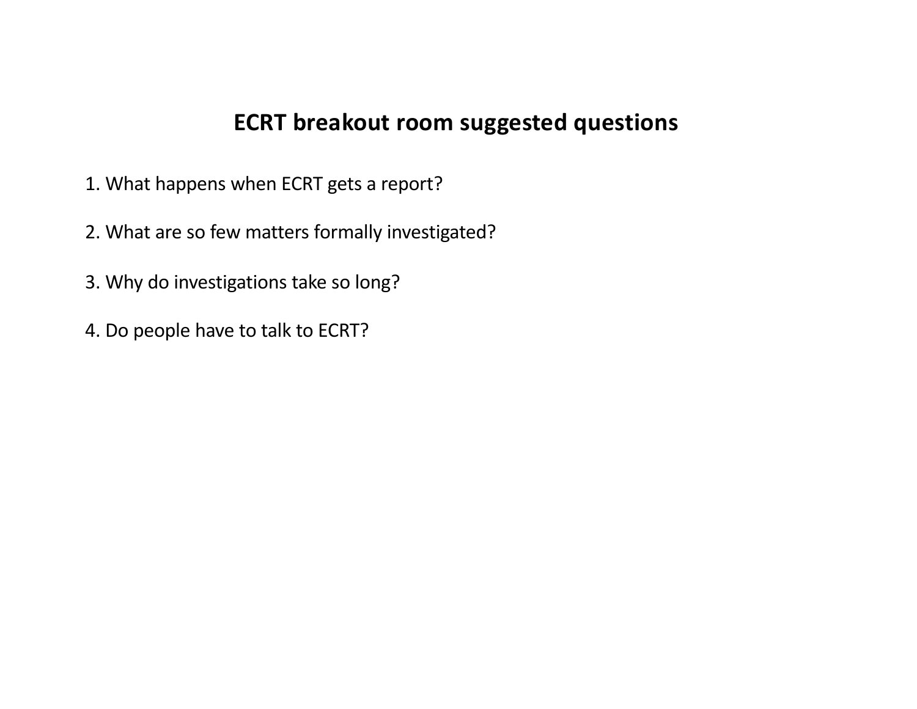# ECRT breakout room suggested questions

1. What happens when ECRT gets a report?

2. What are so few matters formally investigated?

3. Why do investigations take so long?

4. Do people have to talk to ECRT?